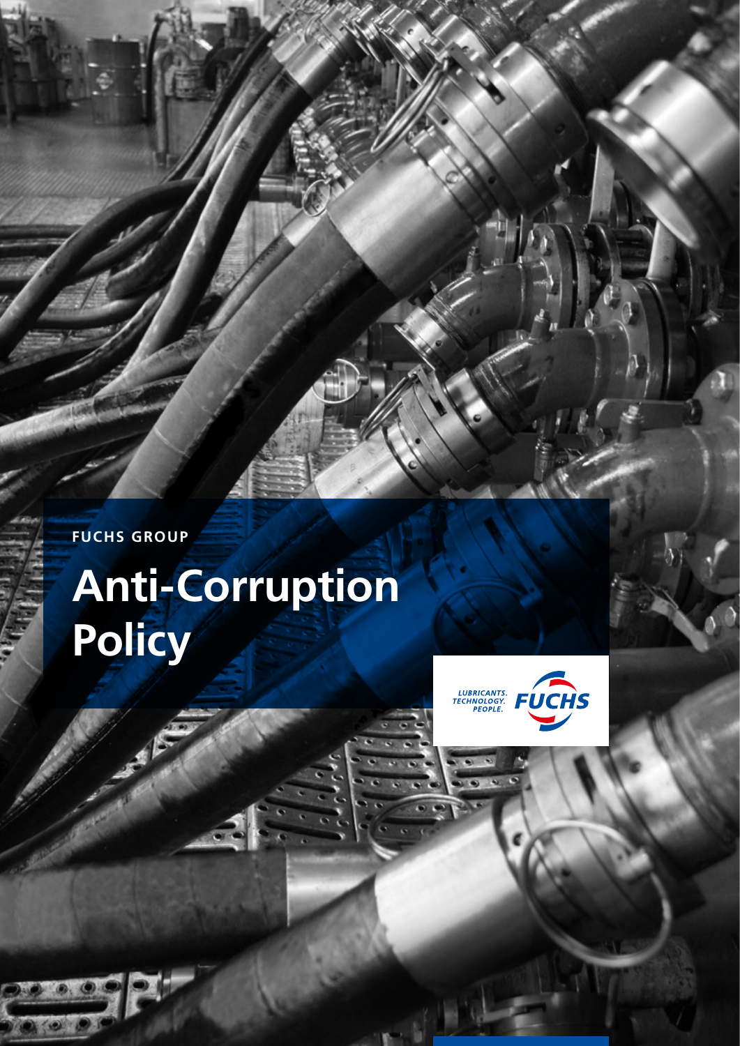FUCHS GROUP

# Anti-Corruption Policy

LUBRICANTS. TECHNOLOGY. PEOPLE. FUCHS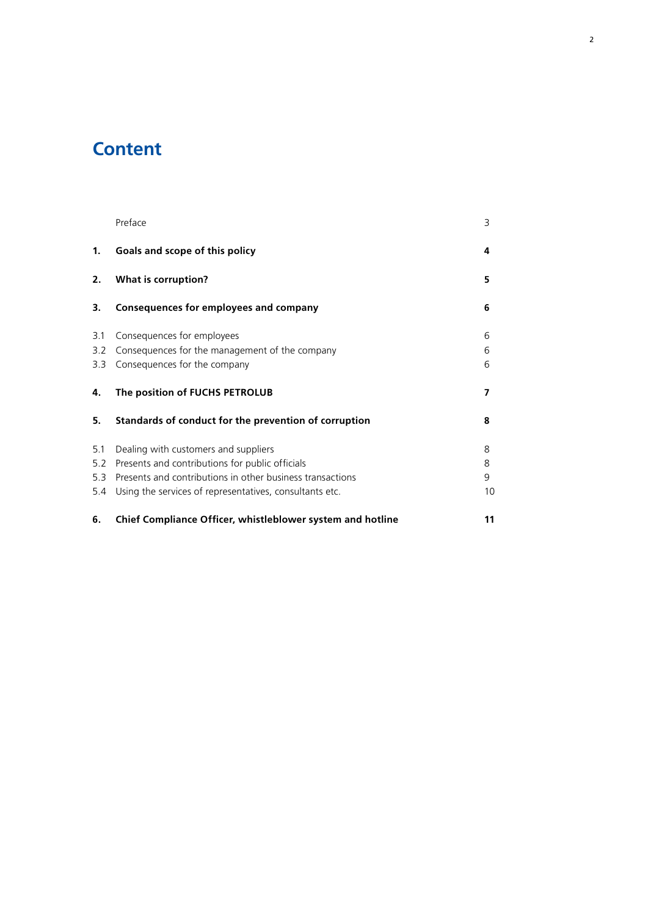# Content

| | | |
|---|---|---|
| | Preface | 3 |
| **1.** | **Goals and scope of this policy** | **4** |
| **2.** | **What is corruption?** | **5** |
| **3.** | **Consequences for employees and company** | **6** |
| 3.1 | Consequences for employees | 6 |
| 3.2 | Consequences for the management of the company | 6 |
| 3.3 | Consequences for the company | 6 |
| **4.** | **The position of FUCHS PETROLUB** | **7** |
| **5.** | **Standards of conduct for the prevention of corruption** | **8** |
| 5.1 | Dealing with customers and suppliers | 8 |
| 5.2 | Presents and contributions for public officials | 8 |
| 5.3 | Presents and contributions in other business transactions | 9 |
| 5.4 | Using the services of representatives, consultants etc. | 10 |
| **6.** | **Chief Compliance Officer, whistleblower system and hotline** | **11** |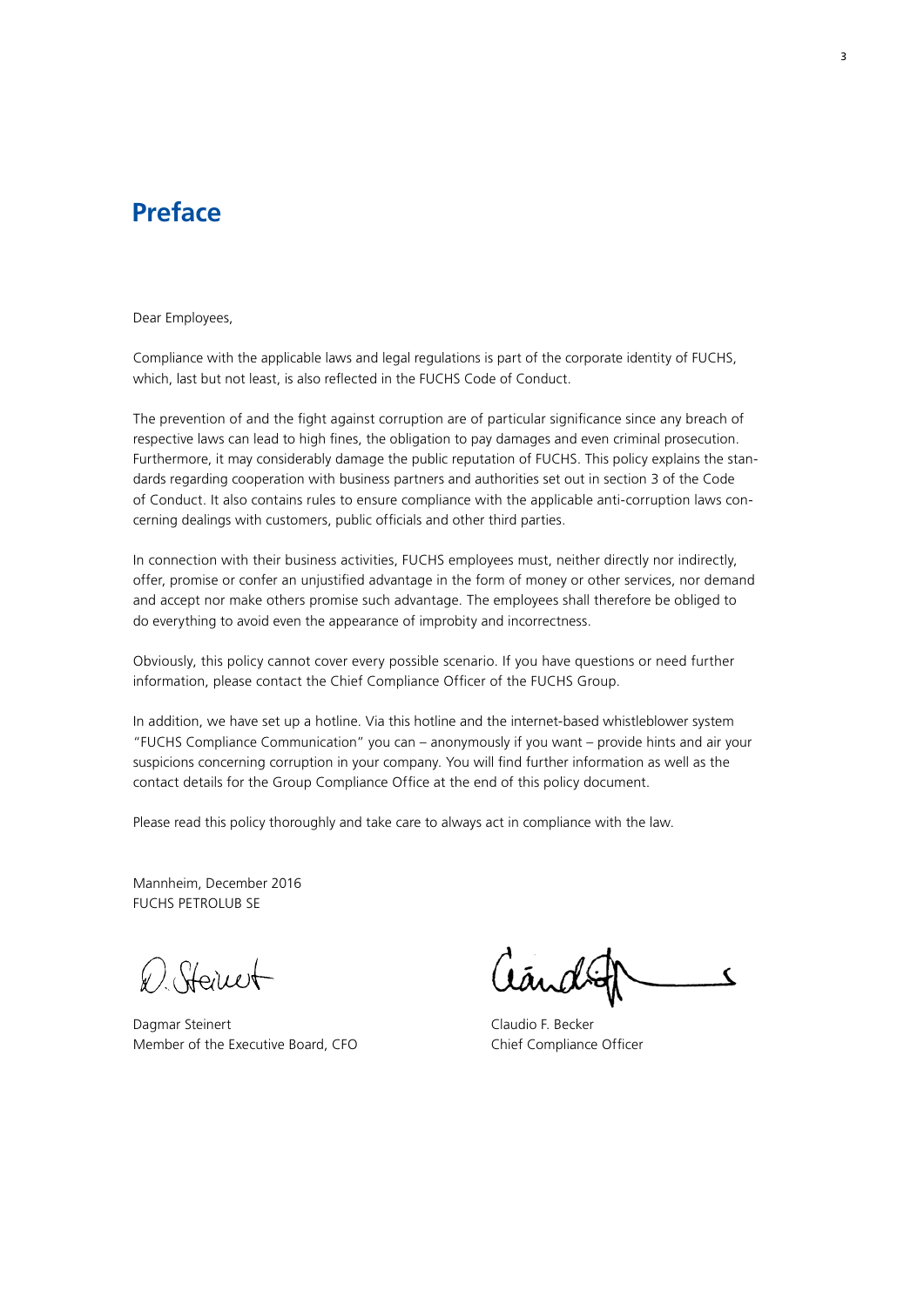# Preface

Dear Employees,

Compliance with the applicable laws and legal regulations is part of the corporate identity of FUCHS, which, last but not least, is also reflected in the FUCHS Code of Conduct.

The prevention of and the fight against corruption are of particular significance since any breach of respective laws can lead to high fines, the obligation to pay damages and even criminal prosecution. Furthermore, it may considerably damage the public reputation of FUCHS. This policy explains the standards regarding cooperation with business partners and authorities set out in section 3 of the Code of Conduct. It also contains rules to ensure compliance with the applicable anti-corruption laws concerning dealings with customers, public officials and other third parties.

In connection with their business activities, FUCHS employees must, neither directly nor indirectly, offer, promise or confer an unjustified advantage in the form of money or other services, nor demand and accept nor make others promise such advantage. The employees shall therefore be obliged to do everything to avoid even the appearance of improbity and incorrectness.

Obviously, this policy cannot cover every possible scenario. If you have questions or need further information, please contact the Chief Compliance Officer of the FUCHS Group.

In addition, we have set up a hotline. Via this hotline and the internet-based whistleblower system "FUCHS Compliance Communication" you can – anonymously if you want – provide hints and air your suspicions concerning corruption in your company. You will find further information as well as the contact details for the Group Compliance Office at the end of this policy document.

Please read this policy thoroughly and take care to always act in compliance with the law.

Mannheim, December 2016
FUCHS PETROLUB SE

Dagmar Steinert
Member of the Executive Board, CFO

Claudio F. Becker
Chief Compliance Officer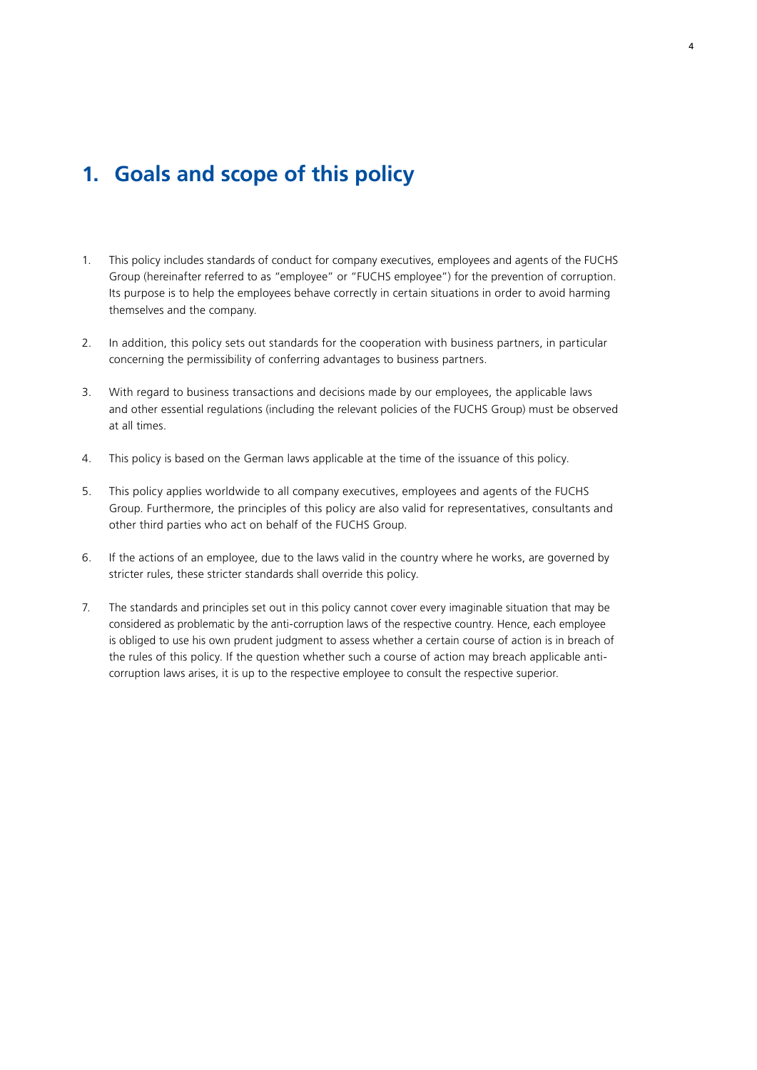# 1. Goals and scope of this policy

1. This policy includes standards of conduct for company executives, employees and agents of the FUCHS Group (hereinafter referred to as "employee" or "FUCHS employee") for the prevention of corruption. Its purpose is to help the employees behave correctly in certain situations in order to avoid harming themselves and the company.

2. In addition, this policy sets out standards for the cooperation with business partners, in particular concerning the permissibility of conferring advantages to business partners.

3. With regard to business transactions and decisions made by our employees, the applicable laws and other essential regulations (including the relevant policies of the FUCHS Group) must be observed at all times.

4. This policy is based on the German laws applicable at the time of the issuance of this policy.

5. This policy applies worldwide to all company executives, employees and agents of the FUCHS Group. Furthermore, the principles of this policy are also valid for representatives, consultants and other third parties who act on behalf of the FUCHS Group.

6. If the actions of an employee, due to the laws valid in the country where he works, are governed by stricter rules, these stricter standards shall override this policy.

7. The standards and principles set out in this policy cannot cover every imaginable situation that may be considered as problematic by the anti-corruption laws of the respective country. Hence, each employee is obliged to use his own prudent judgment to assess whether a certain course of action is in breach of the rules of this policy. If the question whether such a course of action may breach applicable anti-corruption laws arises, it is up to the respective employee to consult the respective superior.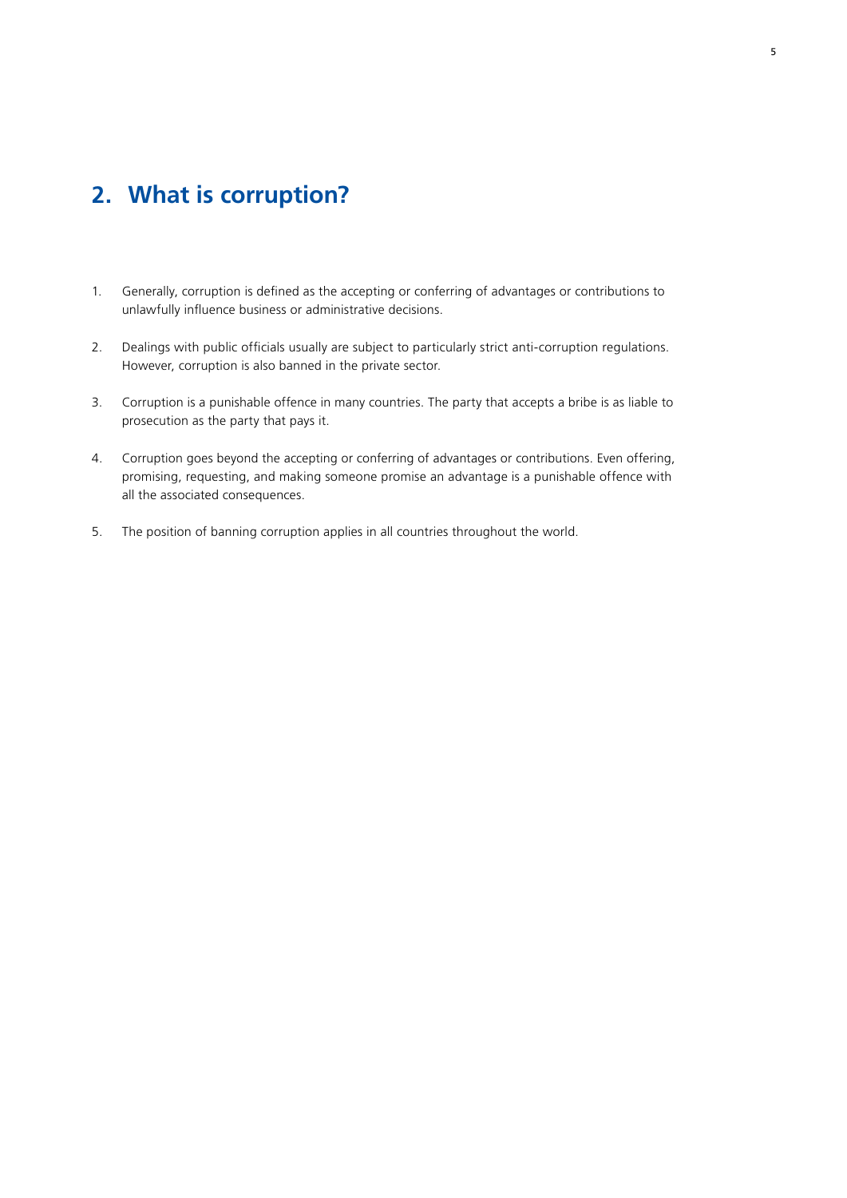## 2. What is corruption?

1. Generally, corruption is defined as the accepting or conferring of advantages or contributions to unlawfully influence business or administrative decisions.

2. Dealings with public officials usually are subject to particularly strict anti-corruption regulations. However, corruption is also banned in the private sector.

3. Corruption is a punishable offence in many countries. The party that accepts a bribe is as liable to prosecution as the party that pays it.

4. Corruption goes beyond the accepting or conferring of advantages or contributions. Even offering, promising, requesting, and making someone promise an advantage is a punishable offence with all the associated consequences.

5. The position of banning corruption applies in all countries throughout the world.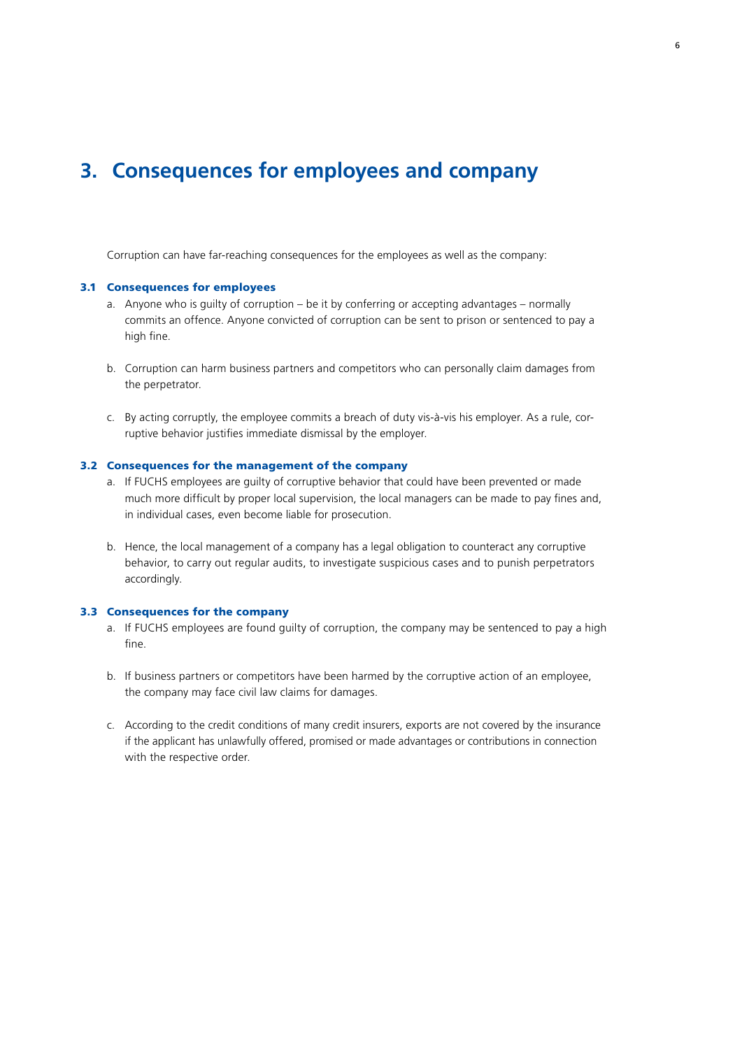## 3. Consequences for employees and company

Corruption can have far-reaching consequences for the employees as well as the company:

### 3.1 Consequences for employees

a. Anyone who is guilty of corruption – be it by conferring or accepting advantages – normally commits an offence. Anyone convicted of corruption can be sent to prison or sentenced to pay a high fine.

b. Corruption can harm business partners and competitors who can personally claim damages from the perpetrator.

c. By acting corruptly, the employee commits a breach of duty vis-à-vis his employer. As a rule, corruptive behavior justifies immediate dismissal by the employer.

### 3.2 Consequences for the management of the company

a. If FUCHS employees are guilty of corruptive behavior that could have been prevented or made much more difficult by proper local supervision, the local managers can be made to pay fines and, in individual cases, even become liable for prosecution.

b. Hence, the local management of a company has a legal obligation to counteract any corruptive behavior, to carry out regular audits, to investigate suspicious cases and to punish perpetrators accordingly.

### 3.3 Consequences for the company

a. If FUCHS employees are found guilty of corruption, the company may be sentenced to pay a high fine.

b. If business partners or competitors have been harmed by the corruptive action of an employee, the company may face civil law claims for damages.

c. According to the credit conditions of many credit insurers, exports are not covered by the insurance if the applicant has unlawfully offered, promised or made advantages or contributions in connection with the respective order.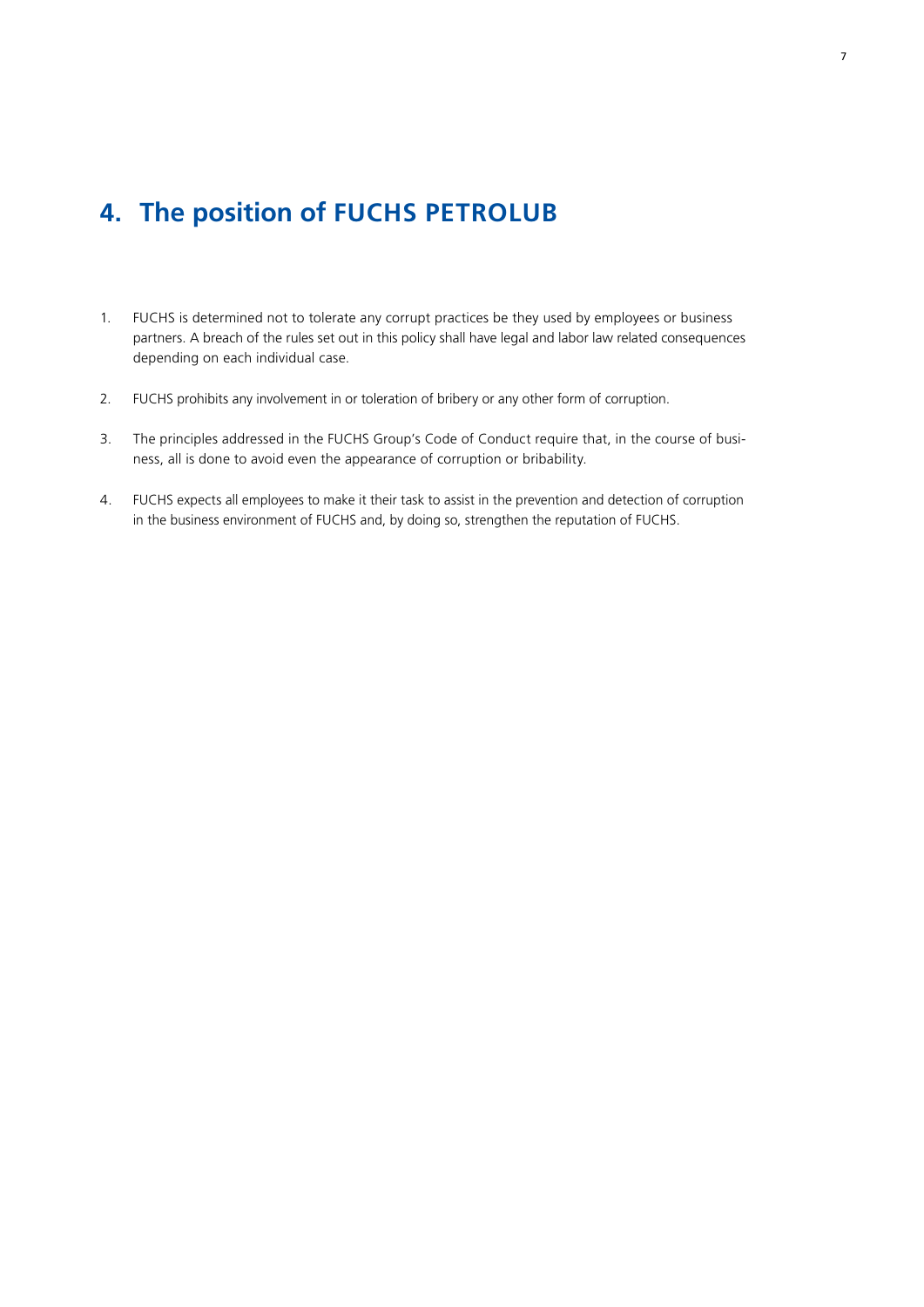## 4. The position of FUCHS PETROLUB

1. FUCHS is determined not to tolerate any corrupt practices be they used by employees or business partners. A breach of the rules set out in this policy shall have legal and labor law related consequences depending on each individual case.

2. FUCHS prohibits any involvement in or toleration of bribery or any other form of corruption.

3. The principles addressed in the FUCHS Group's Code of Conduct require that, in the course of business, all is done to avoid even the appearance of corruption or bribability.

4. FUCHS expects all employees to make it their task to assist in the prevention and detection of corruption in the business environment of FUCHS and, by doing so, strengthen the reputation of FUCHS.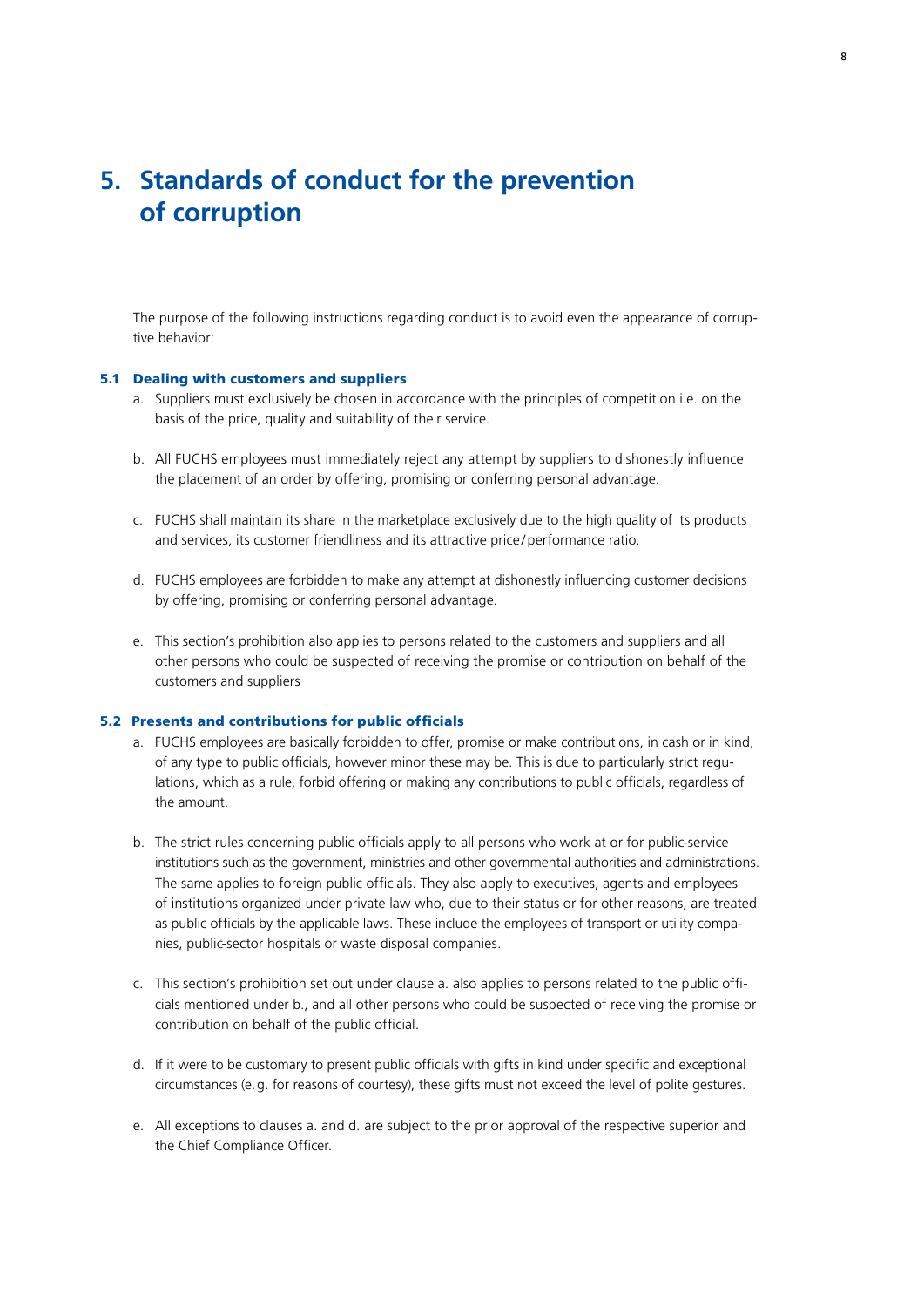# 5. Standards of conduct for the prevention of corruption

The purpose of the following instructions regarding conduct is to avoid even the appearance of corruptive behavior:

### 5.1 Dealing with customers and suppliers

a. Suppliers must exclusively be chosen in accordance with the principles of competition i.e. on the basis of the price, quality and suitability of their service.

b. All FUCHS employees must immediately reject any attempt by suppliers to dishonestly influence the placement of an order by offering, promising or conferring personal advantage.

c. FUCHS shall maintain its share in the marketplace exclusively due to the high quality of its products and services, its customer friendliness and its attractive price/performance ratio.

d. FUCHS employees are forbidden to make any attempt at dishonestly influencing customer decisions by offering, promising or conferring personal advantage.

e. This section's prohibition also applies to persons related to the customers and suppliers and all other persons who could be suspected of receiving the promise or contribution on behalf of the customers and suppliers

### 5.2 Presents and contributions for public officials

a. FUCHS employees are basically forbidden to offer, promise or make contributions, in cash or in kind, of any type to public officials, however minor these may be. This is due to particularly strict regulations, which as a rule, forbid offering or making any contributions to public officials, regardless of the amount.

b. The strict rules concerning public officials apply to all persons who work at or for public-service institutions such as the government, ministries and other governmental authorities and administrations. The same applies to foreign public officials. They also apply to executives, agents and employees of institutions organized under private law who, due to their status or for other reasons, are treated as public officials by the applicable laws. These include the employees of transport or utility companies, public-sector hospitals or waste disposal companies.

c. This section's prohibition set out under clause a. also applies to persons related to the public officials mentioned under b., and all other persons who could be suspected of receiving the promise or contribution on behalf of the public official.

d. If it were to be customary to present public officials with gifts in kind under specific and exceptional circumstances (e.g. for reasons of courtesy), these gifts must not exceed the level of polite gestures.

e. All exceptions to clauses a. and d. are subject to the prior approval of the respective superior and the Chief Compliance Officer.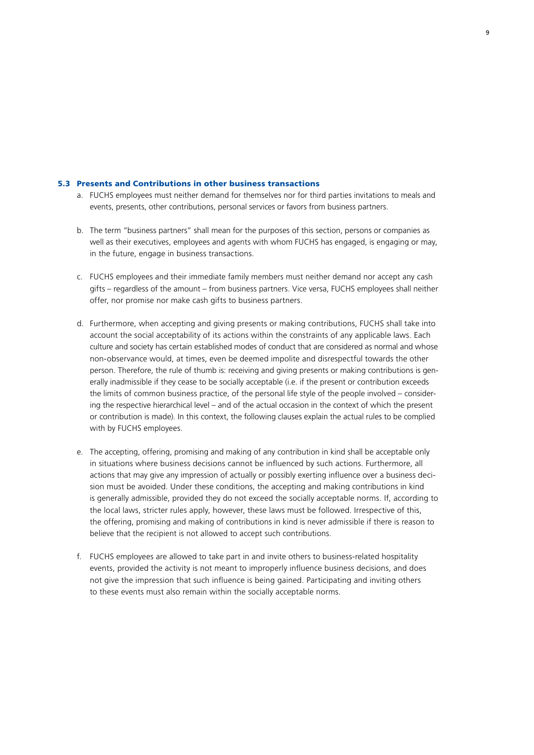### 5.3 Presents and Contributions in other business transactions

a. FUCHS employees must neither demand for themselves nor for third parties invitations to meals and events, presents, other contributions, personal services or favors from business partners.

b. The term "business partners" shall mean for the purposes of this section, persons or companies as well as their executives, employees and agents with whom FUCHS has engaged, is engaging or may, in the future, engage in business transactions.

c. FUCHS employees and their immediate family members must neither demand nor accept any cash gifts – regardless of the amount – from business partners. Vice versa, FUCHS employees shall neither offer, nor promise nor make cash gifts to business partners.

d. Furthermore, when accepting and giving presents or making contributions, FUCHS shall take into account the social acceptability of its actions within the constraints of any applicable laws. Each culture and society has certain established modes of conduct that are considered as normal and whose non-observance would, at times, even be deemed impolite and disrespectful towards the other person. Therefore, the rule of thumb is: receiving and giving presents or making contributions is generally inadmissible if they cease to be socially acceptable (i.e. if the present or contribution exceeds the limits of common business practice, of the personal life style of the people involved – considering the respective hierarchical level – and of the actual occasion in the context of which the present or contribution is made). In this context, the following clauses explain the actual rules to be complied with by FUCHS employees.

e. The accepting, offering, promising and making of any contribution in kind shall be acceptable only in situations where business decisions cannot be influenced by such actions. Furthermore, all actions that may give any impression of actually or possibly exerting influence over a business decision must be avoided. Under these conditions, the accepting and making contributions in kind is generally admissible, provided they do not exceed the socially acceptable norms. If, according to the local laws, stricter rules apply, however, these laws must be followed. Irrespective of this, the offering, promising and making of contributions in kind is never admissible if there is reason to believe that the recipient is not allowed to accept such contributions.

f. FUCHS employees are allowed to take part in and invite others to business-related hospitality events, provided the activity is not meant to improperly influence business decisions, and does not give the impression that such influence is being gained. Participating and inviting others to these events must also remain within the socially acceptable norms.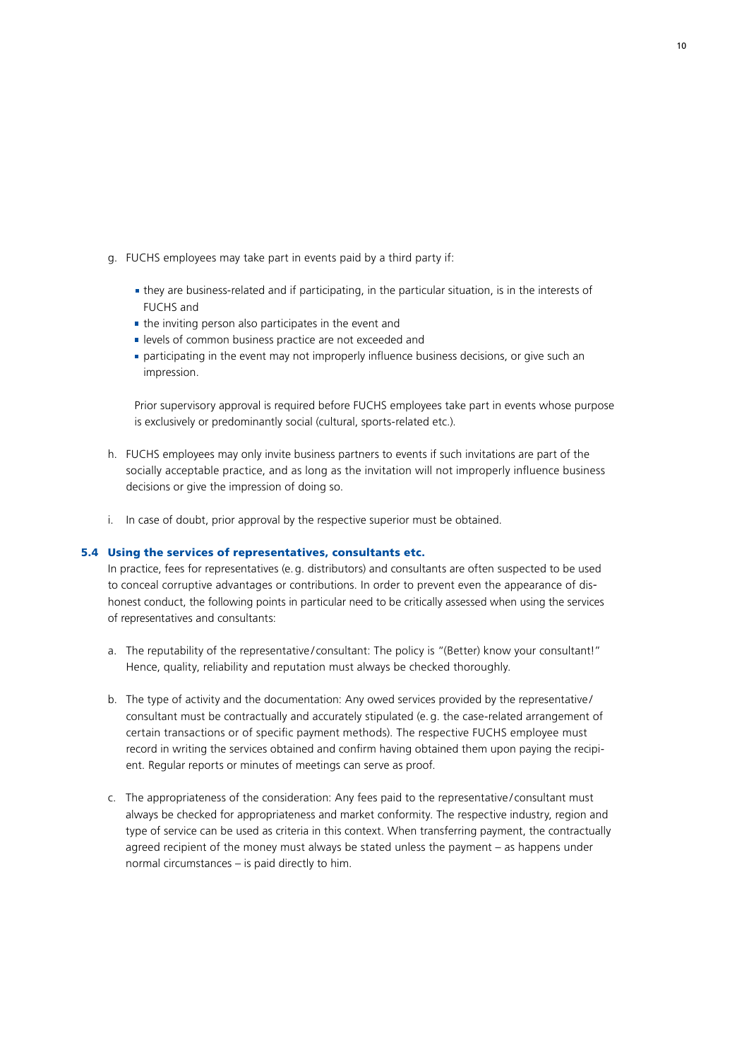g. FUCHS employees may take part in events paid by a third party if:

   - they are business-related and if participating, in the particular situation, is in the interests of FUCHS and
   - the inviting person also participates in the event and
   - levels of common business practice are not exceeded and
   - participating in the event may not improperly influence business decisions, or give such an impression.

   Prior supervisory approval is required before FUCHS employees take part in events whose purpose is exclusively or predominantly social (cultural, sports-related etc.).

h. FUCHS employees may only invite business partners to events if such invitations are part of the socially acceptable practice, and as long as the invitation will not improperly influence business decisions or give the impression of doing so.

i. In case of doubt, prior approval by the respective superior must be obtained.

### 5.4 Using the services of representatives, consultants etc.

In practice, fees for representatives (e. g. distributors) and consultants are often suspected to be used to conceal corruptive advantages or contributions. In order to prevent even the appearance of dishonest conduct, the following points in particular need to be critically assessed when using the services of representatives and consultants:

a. The reputability of the representative / consultant: The policy is "(Better) know your consultant!" Hence, quality, reliability and reputation must always be checked thoroughly.

b. The type of activity and the documentation: Any owed services provided by the representative / consultant must be contractually and accurately stipulated (e. g. the case-related arrangement of certain transactions or of specific payment methods). The respective FUCHS employee must record in writing the services obtained and confirm having obtained them upon paying the recipient. Regular reports or minutes of meetings can serve as proof.

c. The appropriateness of the consideration: Any fees paid to the representative / consultant must always be checked for appropriateness and market conformity. The respective industry, region and type of service can be used as criteria in this context. When transferring payment, the contractually agreed recipient of the money must always be stated unless the payment – as happens under normal circumstances – is paid directly to him.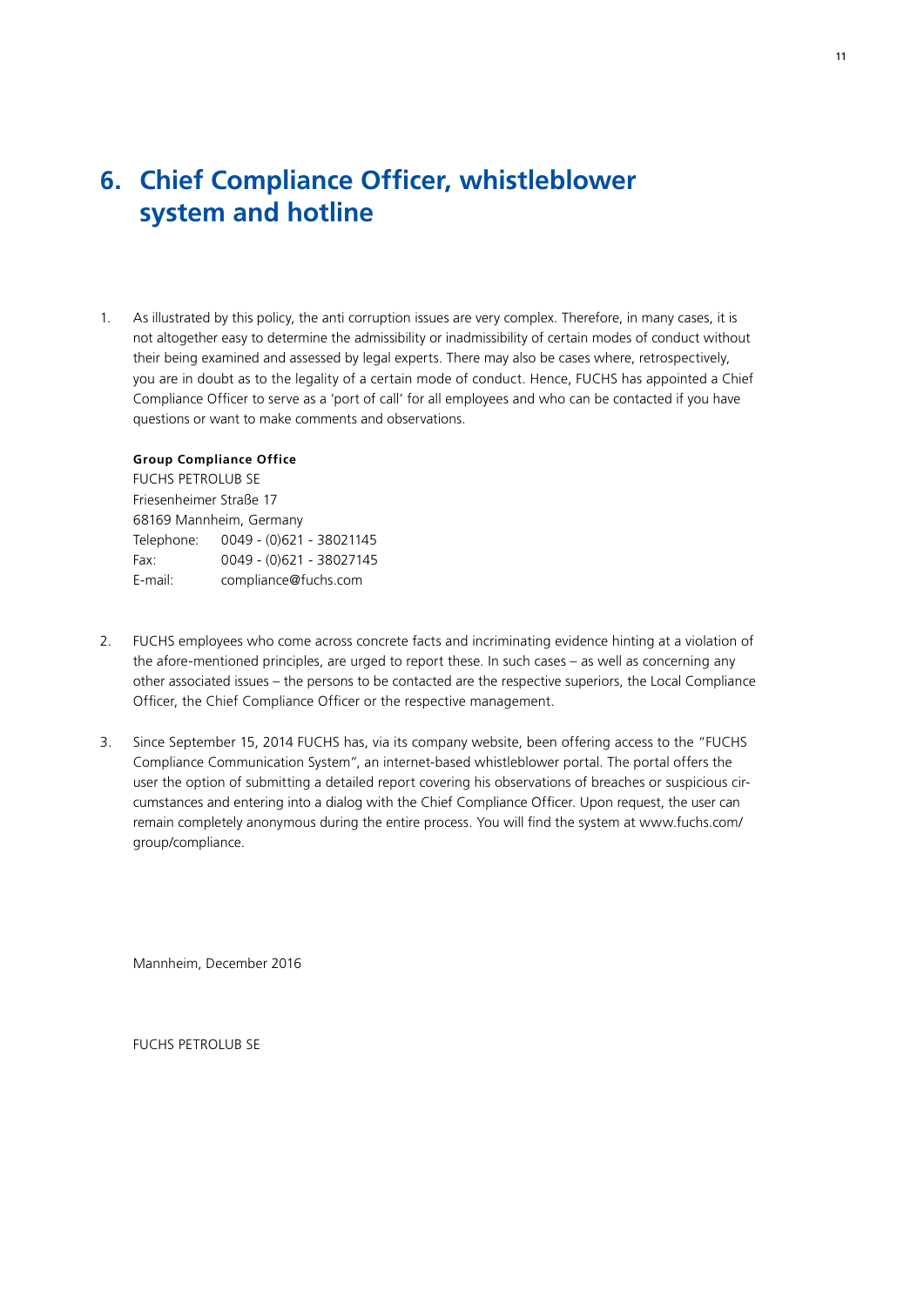# 6. Chief Compliance Officer, whistleblower system and hotline

1. As illustrated by this policy, the anti corruption issues are very complex. Therefore, in many cases, it is not altogether easy to determine the admissibility or inadmissibility of certain modes of conduct without their being examined and assessed by legal experts. There may also be cases where, retrospectively, you are in doubt as to the legality of a certain mode of conduct. Hence, FUCHS has appointed a Chief Compliance Officer to serve as a 'port of call' for all employees and who can be contacted if you have questions or want to make comments and observations.

   **Group Compliance Office**
   FUCHS PETROLUB SE
   Friesenheimer Straße 17
   68169 Mannheim, Germany
   Telephone: 0049 - (0)621 - 38021145
   Fax: 0049 - (0)621 - 38027145
   E-mail: compliance@fuchs.com

2. FUCHS employees who come across concrete facts and incriminating evidence hinting at a violation of the afore-mentioned principles, are urged to report these. In such cases – as well as concerning any other associated issues – the persons to be contacted are the respective superiors, the Local Compliance Officer, the Chief Compliance Officer or the respective management.

3. Since September 15, 2014 FUCHS has, via its company website, been offering access to the "FUCHS Compliance Communication System", an internet-based whistleblower portal. The portal offers the user the option of submitting a detailed report covering his observations of breaches or suspicious circumstances and entering into a dialog with the Chief Compliance Officer. Upon request, the user can remain completely anonymous during the entire process. You will find the system at www.fuchs.com/group/compliance.

Mannheim, December 2016

FUCHS PETROLUB SE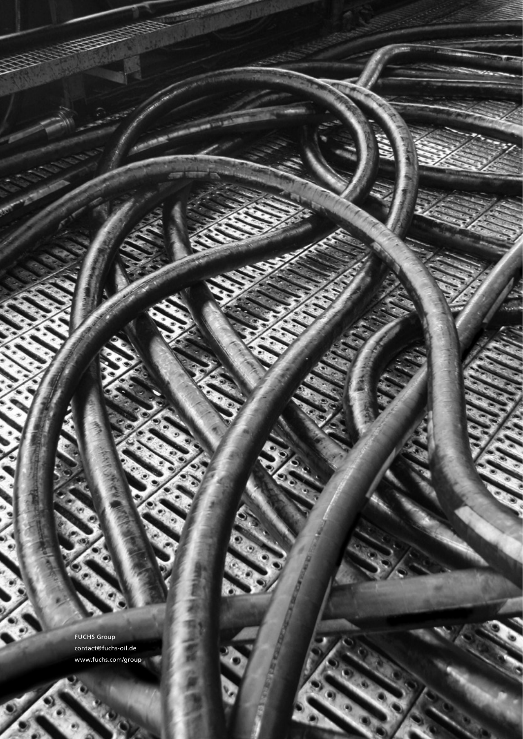FUCHS Group
contact@fuchs-oil.de
www.fuchs.com/group